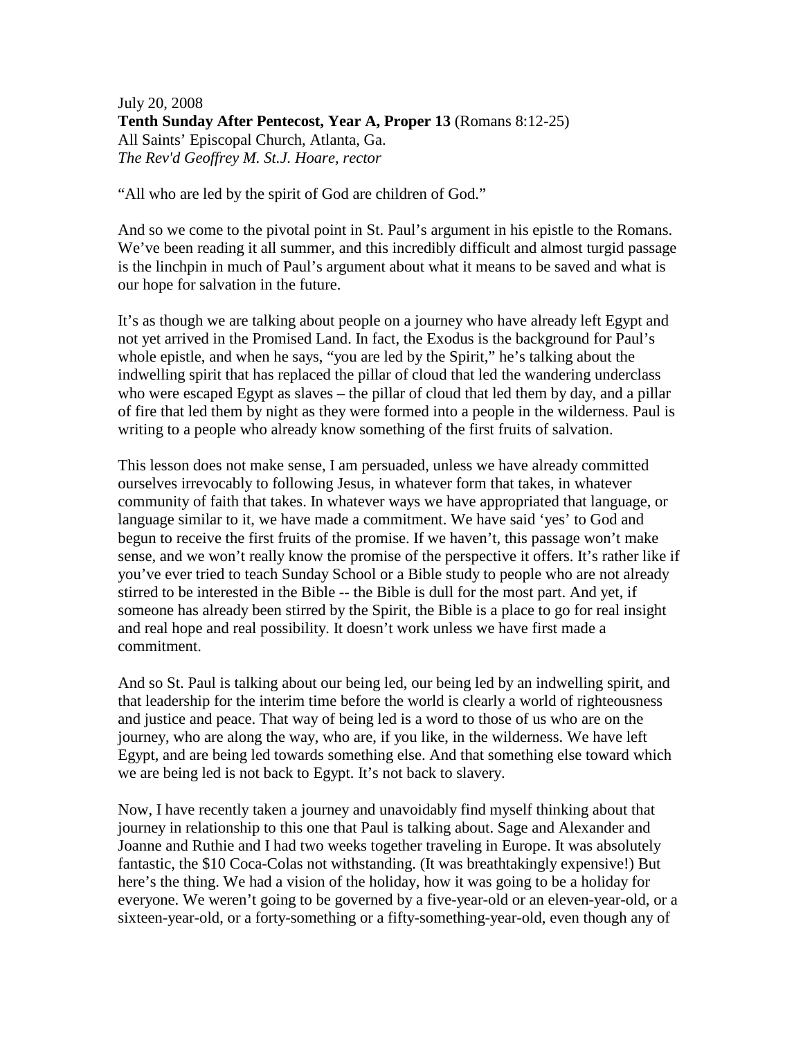July 20, 2008
**Tenth Sunday After Pentecost, Year A, Proper 13** (Romans 8:12-25)
All Saints' Episcopal Church, Atlanta, Ga.
*The Rev'd Geoffrey M. St.J. Hoare, rector*

"All who are led by the spirit of God are children of God."

And so we come to the pivotal point in St. Paul's argument in his epistle to the Romans. We've been reading it all summer, and this incredibly difficult and almost turgid passage is the linchpin in much of Paul's argument about what it means to be saved and what is our hope for salvation in the future.

It's as though we are talking about people on a journey who have already left Egypt and not yet arrived in the Promised Land. In fact, the Exodus is the background for Paul's whole epistle, and when he says, "you are led by the Spirit," he's talking about the indwelling spirit that has replaced the pillar of cloud that led the wandering underclass who were escaped Egypt as slaves – the pillar of cloud that led them by day, and a pillar of fire that led them by night as they were formed into a people in the wilderness. Paul is writing to a people who already know something of the first fruits of salvation.

This lesson does not make sense, I am persuaded, unless we have already committed ourselves irrevocably to following Jesus, in whatever form that takes, in whatever community of faith that takes. In whatever ways we have appropriated that language, or language similar to it, we have made a commitment. We have said 'yes' to God and begun to receive the first fruits of the promise. If we haven't, this passage won't make sense, and we won't really know the promise of the perspective it offers. It's rather like if you've ever tried to teach Sunday School or a Bible study to people who are not already stirred to be interested in the Bible -- the Bible is dull for the most part. And yet, if someone has already been stirred by the Spirit, the Bible is a place to go for real insight and real hope and real possibility. It doesn't work unless we have first made a commitment.

And so St. Paul is talking about our being led, our being led by an indwelling spirit, and that leadership for the interim time before the world is clearly a world of righteousness and justice and peace. That way of being led is a word to those of us who are on the journey, who are along the way, who are, if you like, in the wilderness. We have left Egypt, and are being led towards something else. And that something else toward which we are being led is not back to Egypt. It's not back to slavery.

Now, I have recently taken a journey and unavoidably find myself thinking about that journey in relationship to this one that Paul is talking about. Sage and Alexander and Joanne and Ruthie and I had two weeks together traveling in Europe. It was absolutely fantastic, the $10 Coca-Colas not withstanding. (It was breathtakingly expensive!) But here's the thing. We had a vision of the holiday, how it was going to be a holiday for everyone. We weren't going to be governed by a five-year-old or an eleven-year-old, or a sixteen-year-old, or a forty-something or a fifty-something-year-old, even though any of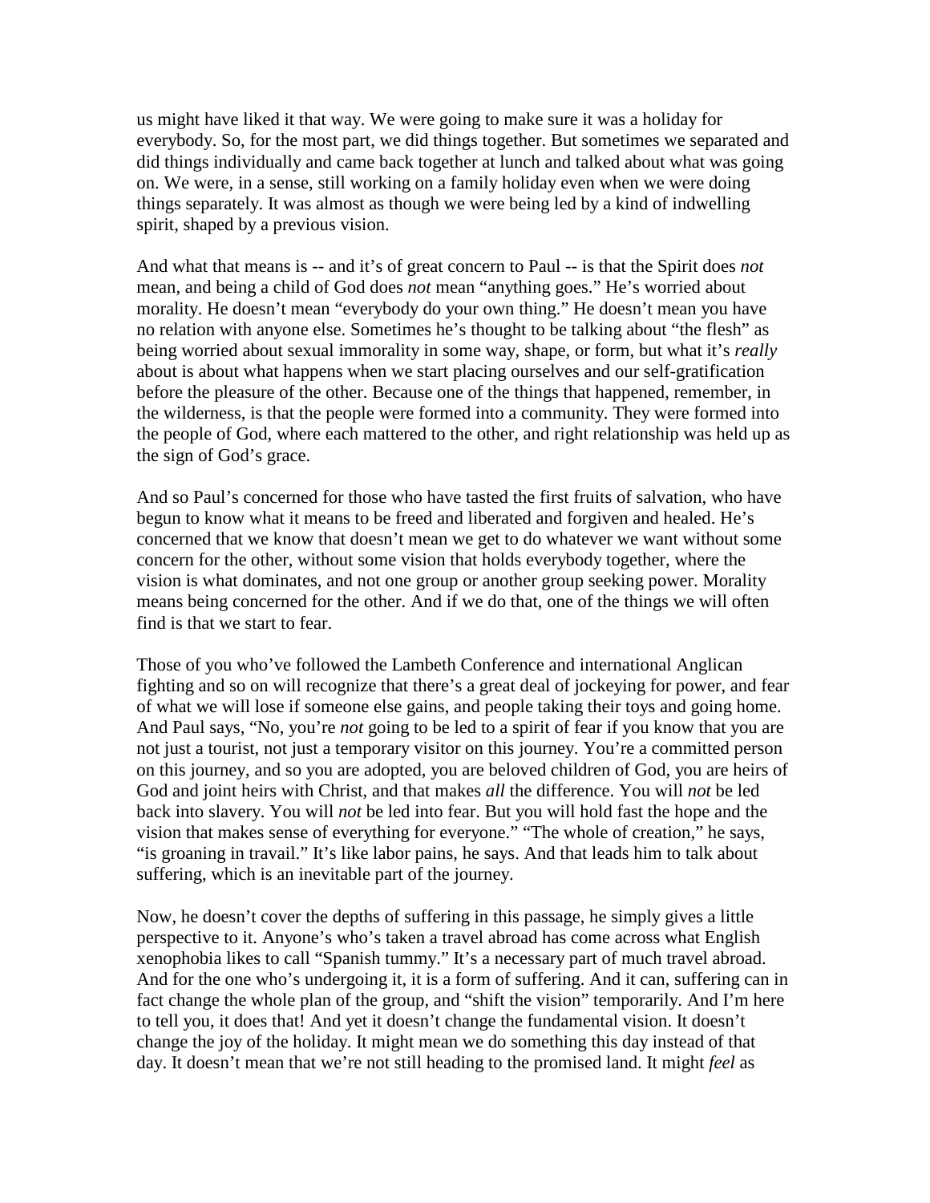us might have liked it that way. We were going to make sure it was a holiday for everybody. So, for the most part, we did things together. But sometimes we separated and did things individually and came back together at lunch and talked about what was going on. We were, in a sense, still working on a family holiday even when we were doing things separately. It was almost as though we were being led by a kind of indwelling spirit, shaped by a previous vision.

And what that means is -- and it's of great concern to Paul -- is that the Spirit does *not* mean, and being a child of God does *not* mean "anything goes." He's worried about morality. He doesn't mean "everybody do your own thing." He doesn't mean you have no relation with anyone else. Sometimes he's thought to be talking about "the flesh" as being worried about sexual immorality in some way, shape, or form, but what it's *really* about is about what happens when we start placing ourselves and our self-gratification before the pleasure of the other. Because one of the things that happened, remember, in the wilderness, is that the people were formed into a community. They were formed into the people of God, where each mattered to the other, and right relationship was held up as the sign of God's grace.

And so Paul's concerned for those who have tasted the first fruits of salvation, who have begun to know what it means to be freed and liberated and forgiven and healed. He's concerned that we know that doesn't mean we get to do whatever we want without some concern for the other, without some vision that holds everybody together, where the vision is what dominates, and not one group or another group seeking power. Morality means being concerned for the other. And if we do that, one of the things we will often find is that we start to fear.

Those of you who've followed the Lambeth Conference and international Anglican fighting and so on will recognize that there's a great deal of jockeying for power, and fear of what we will lose if someone else gains, and people taking their toys and going home. And Paul says, "No, you're *not* going to be led to a spirit of fear if you know that you are not just a tourist, not just a temporary visitor on this journey. You're a committed person on this journey, and so you are adopted, you are beloved children of God, you are heirs of God and joint heirs with Christ, and that makes *all* the difference. You will *not* be led back into slavery. You will *not* be led into fear. But you will hold fast the hope and the vision that makes sense of everything for everyone." "The whole of creation," he says, "is groaning in travail." It's like labor pains, he says. And that leads him to talk about suffering, which is an inevitable part of the journey.

Now, he doesn't cover the depths of suffering in this passage, he simply gives a little perspective to it. Anyone's who's taken a travel abroad has come across what English xenophobia likes to call "Spanish tummy." It's a necessary part of much travel abroad. And for the one who's undergoing it, it is a form of suffering. And it can, suffering can in fact change the whole plan of the group, and "shift the vision" temporarily. And I'm here to tell you, it does that! And yet it doesn't change the fundamental vision. It doesn't change the joy of the holiday. It might mean we do something this day instead of that day. It doesn't mean that we're not still heading to the promised land. It might *feel* as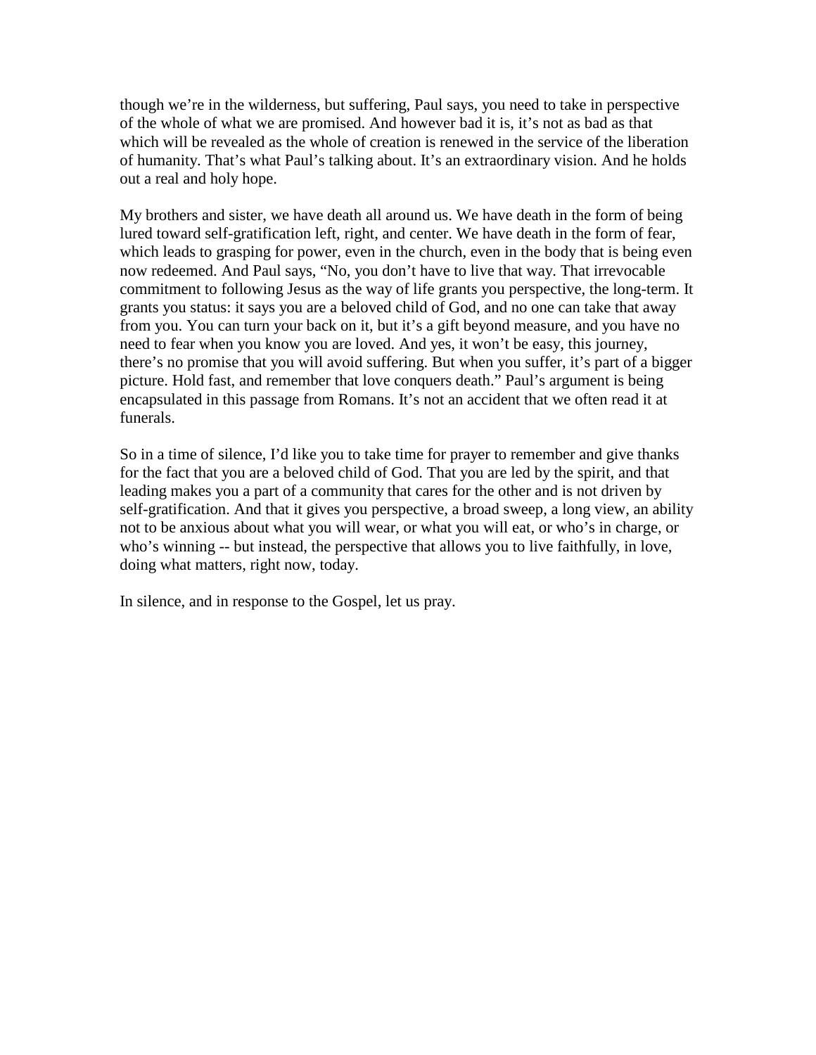though we're in the wilderness, but suffering, Paul says, you need to take in perspective of the whole of what we are promised. And however bad it is, it's not as bad as that which will be revealed as the whole of creation is renewed in the service of the liberation of humanity. That's what Paul's talking about. It's an extraordinary vision. And he holds out a real and holy hope.

My brothers and sister, we have death all around us. We have death in the form of being lured toward self-gratification left, right, and center. We have death in the form of fear, which leads to grasping for power, even in the church, even in the body that is being even now redeemed. And Paul says, "No, you don't have to live that way. That irrevocable commitment to following Jesus as the way of life grants you perspective, the long-term. It grants you status: it says you are a beloved child of God, and no one can take that away from you. You can turn your back on it, but it's a gift beyond measure, and you have no need to fear when you know you are loved. And yes, it won't be easy, this journey, there's no promise that you will avoid suffering. But when you suffer, it's part of a bigger picture. Hold fast, and remember that love conquers death." Paul's argument is being encapsulated in this passage from Romans. It's not an accident that we often read it at funerals.

So in a time of silence, I'd like you to take time for prayer to remember and give thanks for the fact that you are a beloved child of God. That you are led by the spirit, and that leading makes you a part of a community that cares for the other and is not driven by self-gratification. And that it gives you perspective, a broad sweep, a long view, an ability not to be anxious about what you will wear, or what you will eat, or who's in charge, or who's winning -- but instead, the perspective that allows you to live faithfully, in love, doing what matters, right now, today.

In silence, and in response to the Gospel, let us pray.